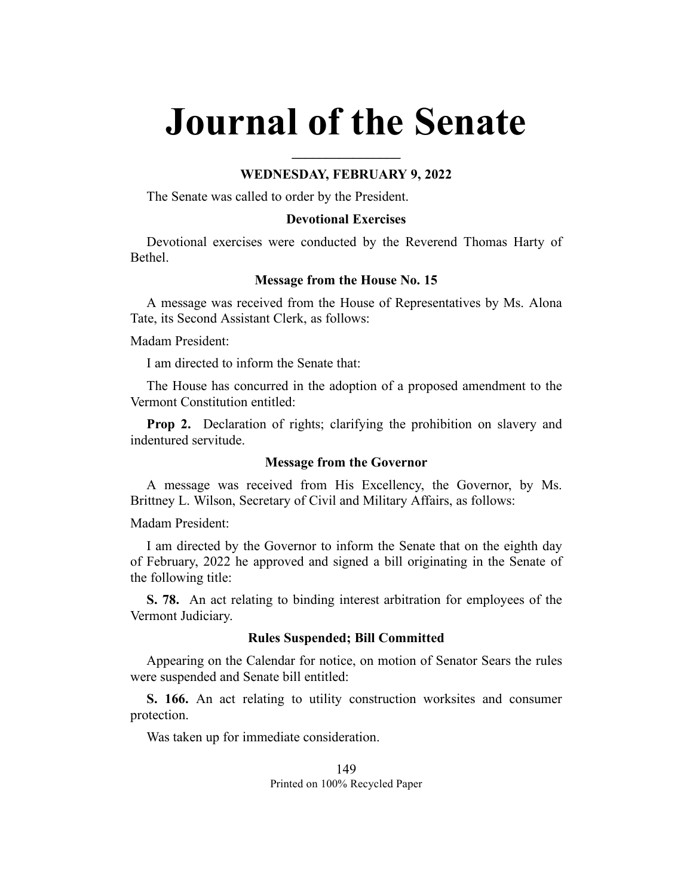# Journal of the Senate

### WEDNESDAY, FEBRUARY 9, 2022

The Senate was called to order by the President.

### Devotional Exercises

Devotional exercises were conducted by the Reverend Thomas Harty of Bethel.

### Message from the House No. 15

A message was received from the House of Representatives by Ms. Alona Tate, its Second Assistant Clerk, as follows:

Madam President:

I am directed to inform the Senate that:

The House has concurred in the adoption of a proposed amendment to the Vermont Constitution entitled:

**Prop 2.** Declaration of rights; clarifying the prohibition on slavery and indentured servitude.

### Message from the Governor

A message was received from His Excellency, the Governor, by Ms. Brittney L. Wilson, Secretary of Civil and Military Affairs, as follows:

Madam President:

I am directed by the Governor to inform the Senate that on the eighth day of February, 2022 he approved and signed a bill originating in the Senate of the following title:

**S. 78.** An act relating to binding interest arbitration for employees of the Vermont Judiciary.

### Rules Suspended; Bill Committed

Appearing on the Calendar for notice, on motion of Senator Sears the rules were suspended and Senate bill entitled:

**S. 166.** An act relating to utility construction worksites and consumer protection.

Was taken up for immediate consideration.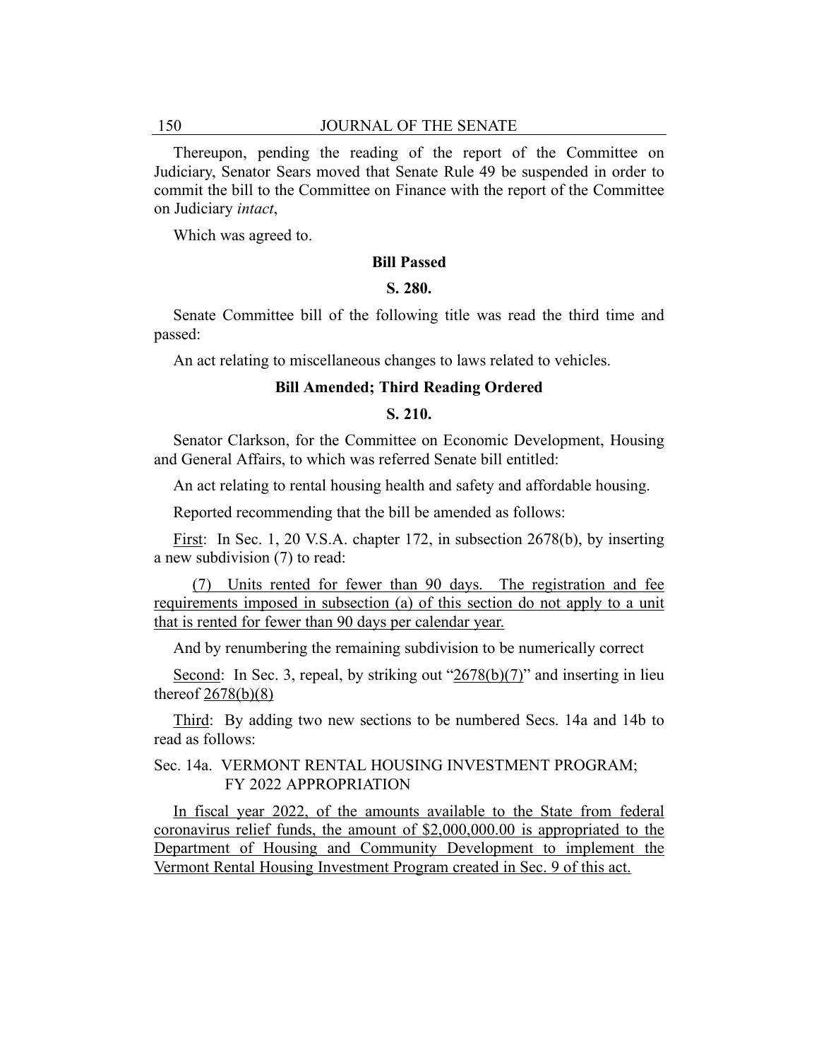Thereupon, pending the reading of the report of the Committee on Judiciary, Senator Sears moved that Senate Rule 49 be suspended in order to commit the bill to the Committee on Finance with the report of the Committee on Judiciary *intact*,

Which was agreed to.

**Bill Passed**

**S. 280.**

Senate Committee bill of the following title was read the third time and passed:

An act relating to miscellaneous changes to laws related to vehicles.

**Bill Amended; Third Reading Ordered**

**S. 210.**

Senator Clarkson, for the Committee on Economic Development, Housing and General Affairs, to which was referred Senate bill entitled:

An act relating to rental housing health and safety and affordable housing.

Reported recommending that the bill be amended as follows:

First: In Sec. 1, 20 V.S.A. chapter 172, in subsection 2678(b), by inserting a new subdivision (7) to read:

(7) Units rented for fewer than 90 days. The registration and fee requirements imposed in subsection (a) of this section do not apply to a unit that is rented for fewer than 90 days per calendar year.

And by renumbering the remaining subdivision to be numerically correct

Second: In Sec. 3, repeal, by striking out "2678(b)(7)" and inserting in lieu thereof 2678(b)(8)

Third: By adding two new sections to be numbered Secs. 14a and 14b to read as follows:

Sec. 14a. VERMONT RENTAL HOUSING INVESTMENT PROGRAM; FY 2022 APPROPRIATION

In fiscal year 2022, of the amounts available to the State from federal coronavirus relief funds, the amount of $2,000,000.00 is appropriated to the Department of Housing and Community Development to implement the Vermont Rental Housing Investment Program created in Sec. 9 of this act.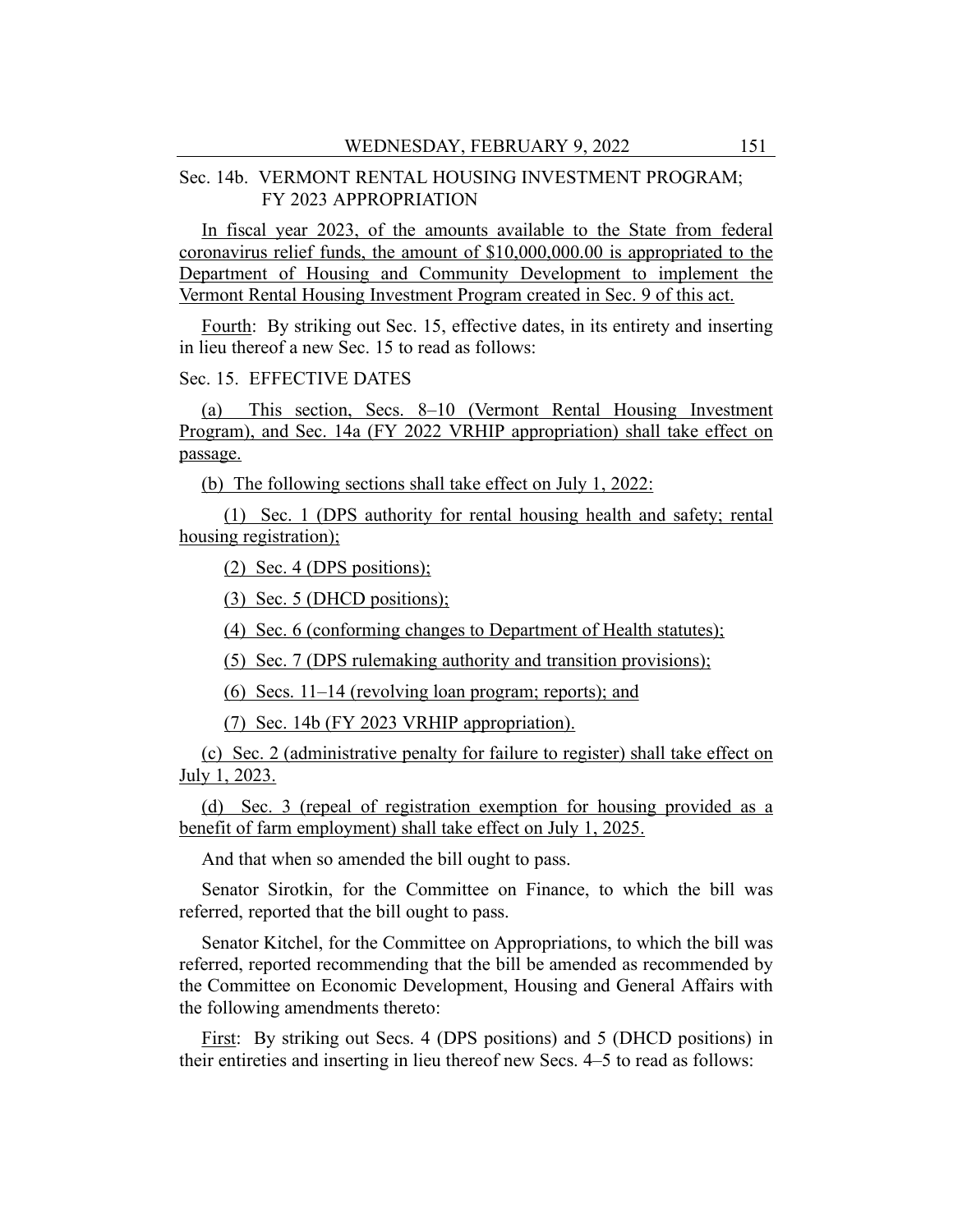Sec. 14b. VERMONT RENTAL HOUSING INVESTMENT PROGRAM; FY 2023 APPROPRIATION

In fiscal year 2023, of the amounts available to the State from federal coronavirus relief funds, the amount of $10,000,000.00 is appropriated to the Department of Housing and Community Development to implement the Vermont Rental Housing Investment Program created in Sec. 9 of this act.

Fourth: By striking out Sec. 15, effective dates, in its entirety and inserting in lieu thereof a new Sec. 15 to read as follows:

Sec. 15. EFFECTIVE DATES

(a) This section, Secs. 8–10 (Vermont Rental Housing Investment Program), and Sec. 14a (FY 2022 VRHIP appropriation) shall take effect on passage.

(b) The following sections shall take effect on July 1, 2022:

(1) Sec. 1 (DPS authority for rental housing health and safety; rental housing registration);

(2) Sec. 4 (DPS positions);

(3) Sec. 5 (DHCD positions);

(4) Sec. 6 (conforming changes to Department of Health statutes);

(5) Sec. 7 (DPS rulemaking authority and transition provisions);

(6) Secs. 11–14 (revolving loan program; reports); and

(7) Sec. 14b (FY 2023 VRHIP appropriation).

(c) Sec. 2 (administrative penalty for failure to register) shall take effect on July 1, 2023.

(d) Sec. 3 (repeal of registration exemption for housing provided as a benefit of farm employment) shall take effect on July 1, 2025.

And that when so amended the bill ought to pass.

Senator Sirotkin, for the Committee on Finance, to which the bill was referred, reported that the bill ought to pass.

Senator Kitchel, for the Committee on Appropriations, to which the bill was referred, reported recommending that the bill be amended as recommended by the Committee on Economic Development, Housing and General Affairs with the following amendments thereto:

First: By striking out Secs. 4 (DPS positions) and 5 (DHCD positions) in their entireties and inserting in lieu thereof new Secs. 4–5 to read as follows: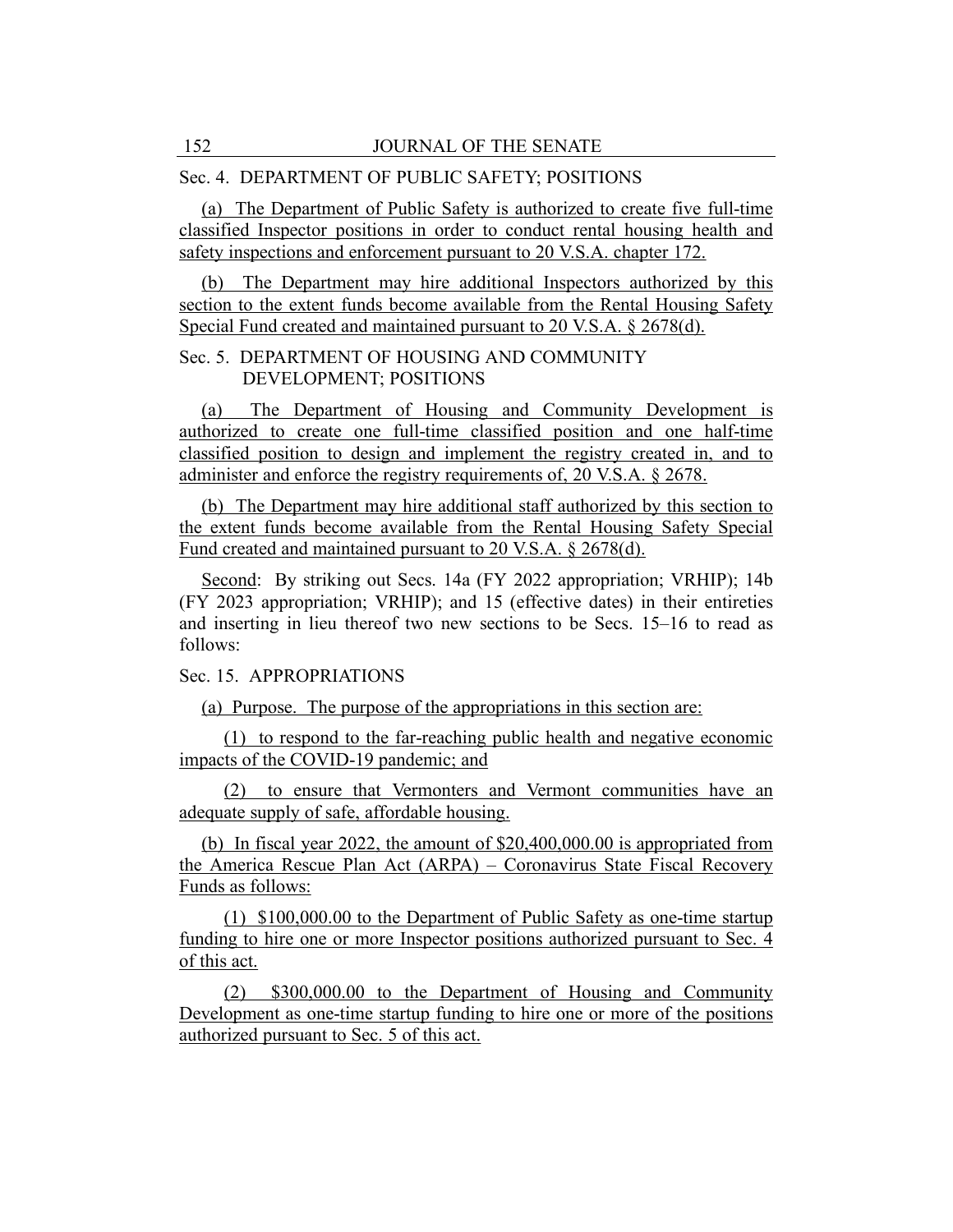Sec. 4. DEPARTMENT OF PUBLIC SAFETY; POSITIONS

(a) The Department of Public Safety is authorized to create five full-time classified Inspector positions in order to conduct rental housing health and safety inspections and enforcement pursuant to 20 V.S.A. chapter 172.

(b) The Department may hire additional Inspectors authorized by this section to the extent funds become available from the Rental Housing Safety Special Fund created and maintained pursuant to 20 V.S.A. § 2678(d).

Sec. 5. DEPARTMENT OF HOUSING AND COMMUNITY DEVELOPMENT; POSITIONS

(a) The Department of Housing and Community Development is authorized to create one full-time classified position and one half-time classified position to design and implement the registry created in, and to administer and enforce the registry requirements of, 20 V.S.A. § 2678.

(b) The Department may hire additional staff authorized by this section to the extent funds become available from the Rental Housing Safety Special Fund created and maintained pursuant to 20 V.S.A. § 2678(d).

Second: By striking out Secs. 14a (FY 2022 appropriation; VRHIP); 14b (FY 2023 appropriation; VRHIP); and 15 (effective dates) in their entireties and inserting in lieu thereof two new sections to be Secs. 15–16 to read as follows:

Sec. 15. APPROPRIATIONS

(a) Purpose. The purpose of the appropriations in this section are:

(1) to respond to the far-reaching public health and negative economic impacts of the COVID-19 pandemic; and

(2) to ensure that Vermonters and Vermont communities have an adequate supply of safe, affordable housing.

(b) In fiscal year 2022, the amount of $20,400,000.00 is appropriated from the America Rescue Plan Act (ARPA) – Coronavirus State Fiscal Recovery Funds as follows:

(1) $100,000.00 to the Department of Public Safety as one-time startup funding to hire one or more Inspector positions authorized pursuant to Sec. 4 of this act.

(2) $300,000.00 to the Department of Housing and Community Development as one-time startup funding to hire one or more of the positions authorized pursuant to Sec. 5 of this act.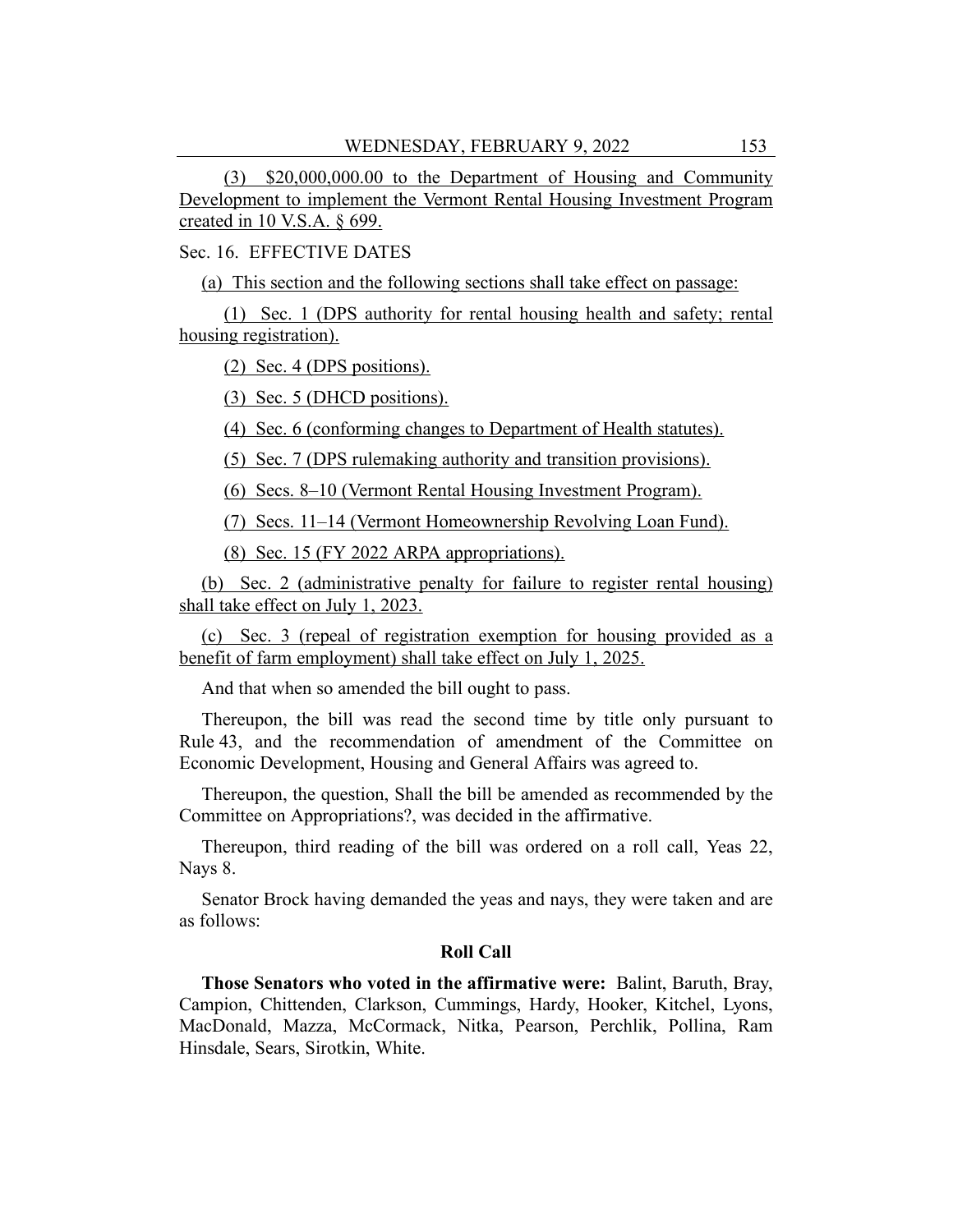(3) $20,000,000.00 to the Department of Housing and Community Development to implement the Vermont Rental Housing Investment Program created in 10 V.S.A. § 699.

Sec. 16. EFFECTIVE DATES

(a) This section and the following sections shall take effect on passage:

(1) Sec. 1 (DPS authority for rental housing health and safety; rental housing registration).

(2) Sec. 4 (DPS positions).

(3) Sec. 5 (DHCD positions).

(4) Sec. 6 (conforming changes to Department of Health statutes).

(5) Sec. 7 (DPS rulemaking authority and transition provisions).

(6) Secs. 8–10 (Vermont Rental Housing Investment Program).

(7) Secs. 11–14 (Vermont Homeownership Revolving Loan Fund).

(8) Sec. 15 (FY 2022 ARPA appropriations).

(b) Sec. 2 (administrative penalty for failure to register rental housing) shall take effect on July 1, 2023.

(c) Sec. 3 (repeal of registration exemption for housing provided as a benefit of farm employment) shall take effect on July 1, 2025.

And that when so amended the bill ought to pass.

Thereupon, the bill was read the second time by title only pursuant to Rule 43, and the recommendation of amendment of the Committee on Economic Development, Housing and General Affairs was agreed to.

Thereupon, the question, Shall the bill be amended as recommended by the Committee on Appropriations?, was decided in the affirmative.

Thereupon, third reading of the bill was ordered on a roll call, Yeas 22, Nays 8.

Senator Brock having demanded the yeas and nays, they were taken and are as follows:

**Roll Call**

**Those Senators who voted in the affirmative were:** Balint, Baruth, Bray, Campion, Chittenden, Clarkson, Cummings, Hardy, Hooker, Kitchel, Lyons, MacDonald, Mazza, McCormack, Nitka, Pearson, Perchlik, Pollina, Ram Hinsdale, Sears, Sirotkin, White.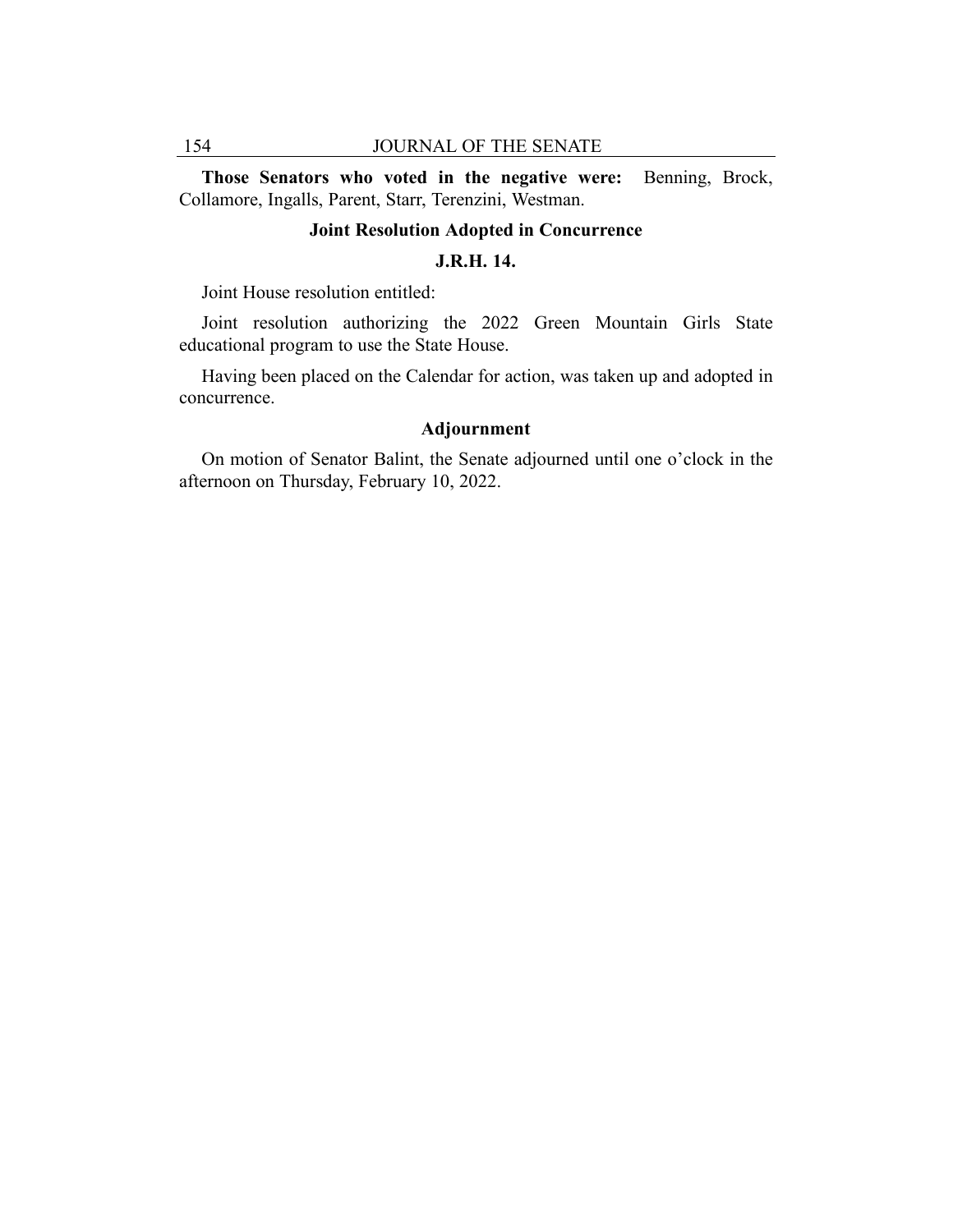**Those Senators who voted in the negative were:** Benning, Brock, Collamore, Ingalls, Parent, Starr, Terenzini, Westman.

### Joint Resolution Adopted in Concurrence

### J.R.H. 14.

Joint House resolution entitled:

Joint resolution authorizing the 2022 Green Mountain Girls State educational program to use the State House.

Having been placed on the Calendar for action, was taken up and adopted in concurrence.

### Adjournment

On motion of Senator Balint, the Senate adjourned until one o'clock in the afternoon on Thursday, February 10, 2022.